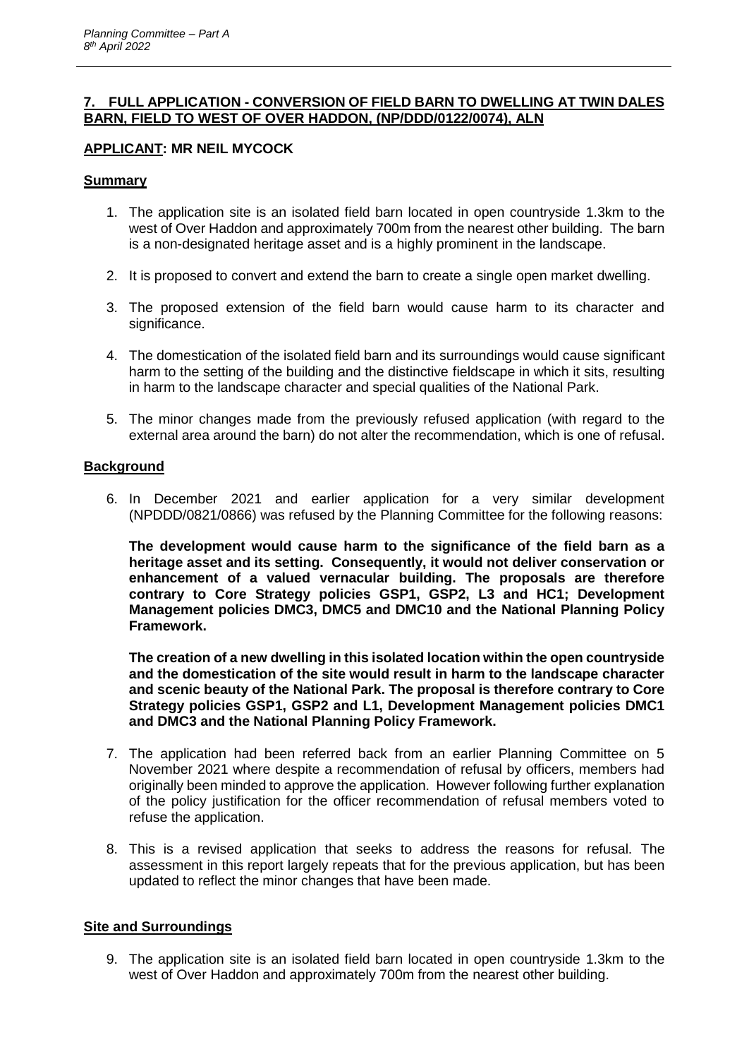## 7. FULL APPLICATION - CONVERSION OF FIELD BARN TO DWELLING AT TWIN DALES BARN, FIELD TO WEST OF OVER HADDON, (NP/DDD/0122/0074), ALN

**APPLICANT: MR NEIL MYCOCK**

### Summary

1. The application site is an isolated field barn located in open countryside 1.3km to the west of Over Haddon and approximately 700m from the nearest other building. The barn is a non-designated heritage asset and is a highly prominent in the landscape.
2. It is proposed to convert and extend the barn to create a single open market dwelling.
3. The proposed extension of the field barn would cause harm to its character and significance.
4. The domestication of the isolated field barn and its surroundings would cause significant harm to the setting of the building and the distinctive fieldscape in which it sits, resulting in harm to the landscape character and special qualities of the National Park.
5. The minor changes made from the previously refused application (with regard to the external area around the barn) do not alter the recommendation, which is one of refusal.

### Background

6. In December 2021 and earlier application for a very similar development (NPDDD/0821/0866) was refused by the Planning Committee for the following reasons:

   **The development would cause harm to the significance of the field barn as a heritage asset and its setting. Consequently, it would not deliver conservation or enhancement of a valued vernacular building. The proposals are therefore contrary to Core Strategy policies GSP1, GSP2, L3 and HC1; Development Management policies DMC3, DMC5 and DMC10 and the National Planning Policy Framework.**

   **The creation of a new dwelling in this isolated location within the open countryside and the domestication of the site would result in harm to the landscape character and scenic beauty of the National Park. The proposal is therefore contrary to Core Strategy policies GSP1, GSP2 and L1, Development Management policies DMC1 and DMC3 and the National Planning Policy Framework.**

7. The application had been referred back from an earlier Planning Committee on 5 November 2021 where despite a recommendation of refusal by officers, members had originally been minded to approve the application. However following further explanation of the policy justification for the officer recommendation of refusal members voted to refuse the application.
8. This is a revised application that seeks to address the reasons for refusal. The assessment in this report largely repeats that for the previous application, but has been updated to reflect the minor changes that have been made.

### Site and Surroundings

9. The application site is an isolated field barn located in open countryside 1.3km to the west of Over Haddon and approximately 700m from the nearest other building.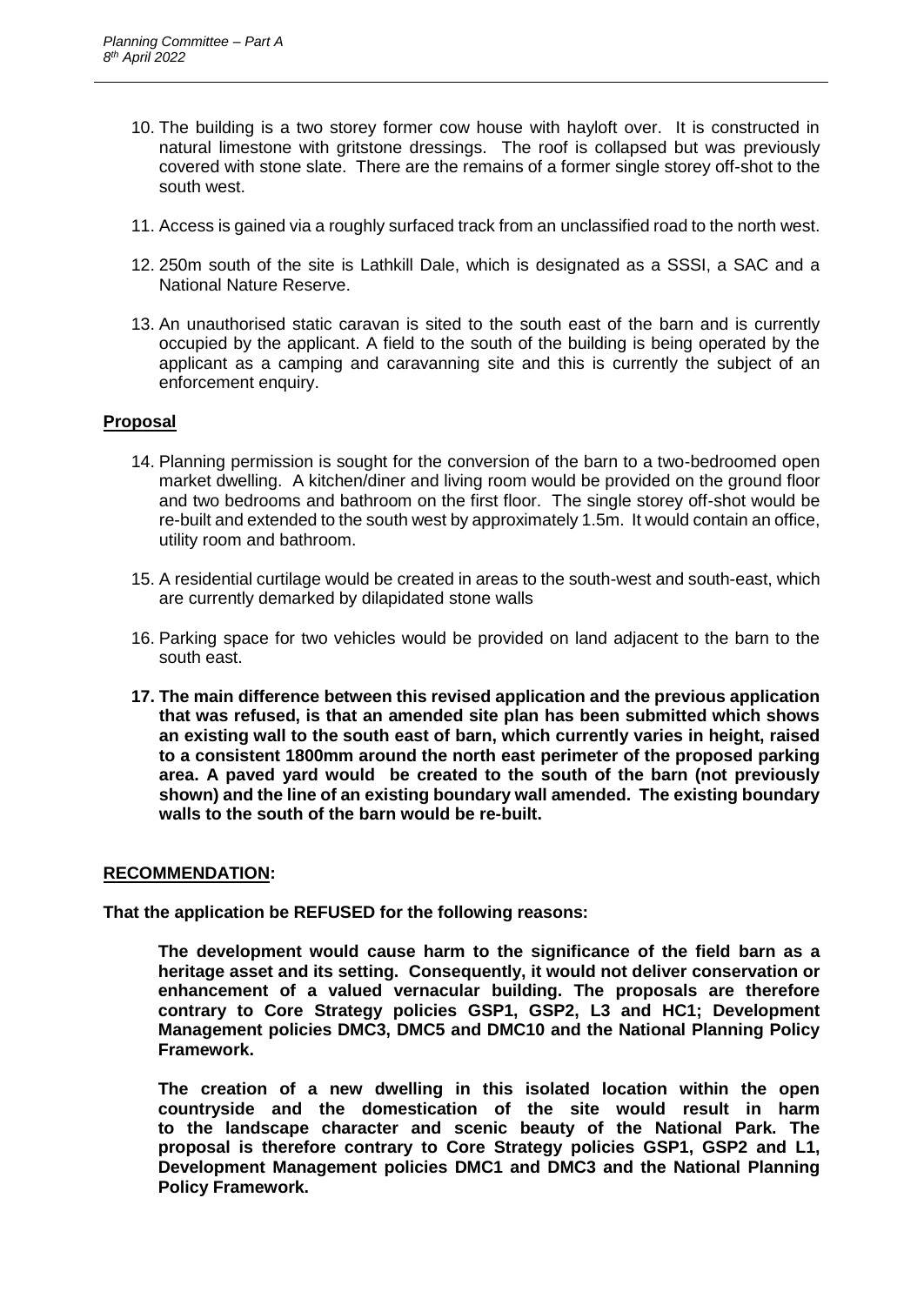10. The building is a two storey former cow house with hayloft over. It is constructed in natural limestone with gritstone dressings. The roof is collapsed but was previously covered with stone slate. There are the remains of a former single storey off-shot to the south west.

11. Access is gained via a roughly surfaced track from an unclassified road to the north west.

12. 250m south of the site is Lathkill Dale, which is designated as a SSSI, a SAC and a National Nature Reserve.

13. An unauthorised static caravan is sited to the south east of the barn and is currently occupied by the applicant. A field to the south of the building is being operated by the applicant as a camping and caravanning site and this is currently the subject of an enforcement enquiry.

## Proposal

14. Planning permission is sought for the conversion of the barn to a two-bedroomed open market dwelling. A kitchen/diner and living room would be provided on the ground floor and two bedrooms and bathroom on the first floor. The single storey off-shot would be re-built and extended to the south west by approximately 1.5m. It would contain an office, utility room and bathroom.

15. A residential curtilage would be created in areas to the south-west and south-east, which are currently demarked by dilapidated stone walls

16. Parking space for two vehicles would be provided on land adjacent to the barn to the south east.

17. **The main difference between this revised application and the previous application that was refused, is that an amended site plan has been submitted which shows an existing wall to the south east of barn, which currently varies in height, raised to a consistent 1800mm around the north east perimeter of the proposed parking area. A paved yard would be created to the south of the barn (not previously shown) and the line of an existing boundary wall amended. The existing boundary walls to the south of the barn would be re-built.**

## RECOMMENDATION:

**That the application be REFUSED for the following reasons:**

**The development would cause harm to the significance of the field barn as a heritage asset and its setting. Consequently, it would not deliver conservation or enhancement of a valued vernacular building. The proposals are therefore contrary to Core Strategy policies GSP1, GSP2, L3 and HC1; Development Management policies DMC3, DMC5 and DMC10 and the National Planning Policy Framework.**

**The creation of a new dwelling in this isolated location within the open countryside and the domestication of the site would result in harm to the landscape character and scenic beauty of the National Park. The proposal is therefore contrary to Core Strategy policies GSP1, GSP2 and L1, Development Management policies DMC1 and DMC3 and the National Planning Policy Framework.**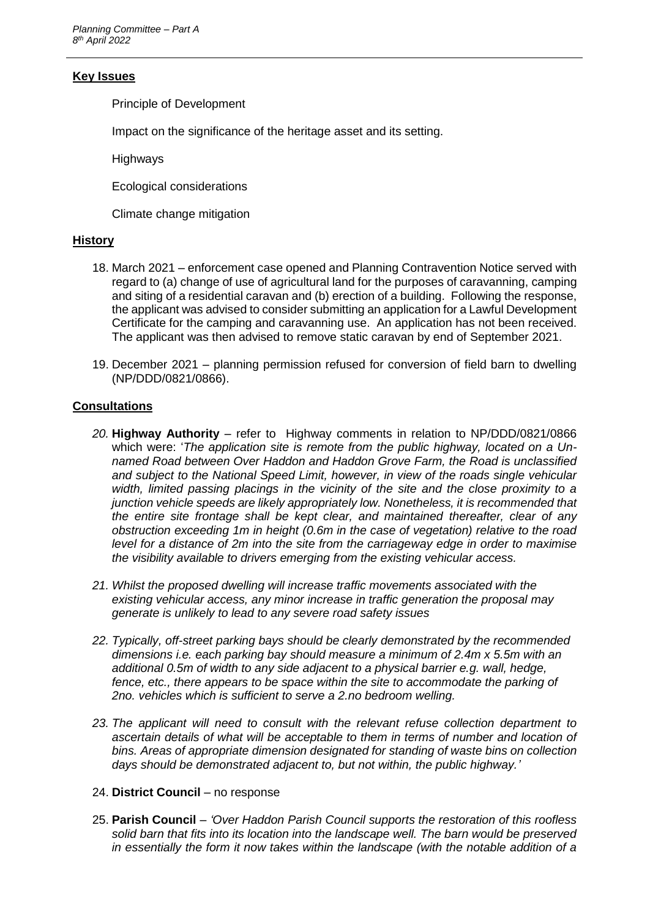**Key Issues**

Principle of Development

Impact on the significance of the heritage asset and its setting.

Highways

Ecological considerations

Climate change mitigation

**History**

18. March 2021 – enforcement case opened and Planning Contravention Notice served with regard to (a) change of use of agricultural land for the purposes of caravanning, camping and siting of a residential caravan and (b) erection of a building. Following the response, the applicant was advised to consider submitting an application for a Lawful Development Certificate for the camping and caravanning use. An application has not been received. The applicant was then advised to remove static caravan by end of September 2021.

19. December 2021 – planning permission refused for conversion of field barn to dwelling (NP/DDD/0821/0866).

**Consultations**

20. **Highway Authority** – refer to Highway comments in relation to NP/DDD/0821/0866 which were: '*The application site is remote from the public highway, located on a Un-named Road between Over Haddon and Haddon Grove Farm, the Road is unclassified and subject to the National Speed Limit, however, in view of the roads single vehicular width, limited passing placings in the vicinity of the site and the close proximity to a junction vehicle speeds are likely appropriately low. Nonetheless, it is recommended that the entire site frontage shall be kept clear, and maintained thereafter, clear of any obstruction exceeding 1m in height (0.6m in the case of vegetation) relative to the road level for a distance of 2m into the site from the carriageway edge in order to maximise the visibility available to drivers emerging from the existing vehicular access.*

21. *Whilst the proposed dwelling will increase traffic movements associated with the existing vehicular access, any minor increase in traffic generation the proposal may generate is unlikely to lead to any severe road safety issues*

22. *Typically, off-street parking bays should be clearly demonstrated by the recommended dimensions i.e. each parking bay should measure a minimum of 2.4m x 5.5m with an additional 0.5m of width to any side adjacent to a physical barrier e.g. wall, hedge, fence, etc., there appears to be space within the site to accommodate the parking of 2no. vehicles which is sufficient to serve a 2.no bedroom welling.*

23. *The applicant will need to consult with the relevant refuse collection department to ascertain details of what will be acceptable to them in terms of number and location of bins. Areas of appropriate dimension designated for standing of waste bins on collection days should be demonstrated adjacent to, but not within, the public highway.'*

24. **District Council** – no response

25. **Parish Council** – *'Over Haddon Parish Council supports the restoration of this roofless solid barn that fits into its location into the landscape well. The barn would be preserved in essentially the form it now takes within the landscape (with the notable addition of a*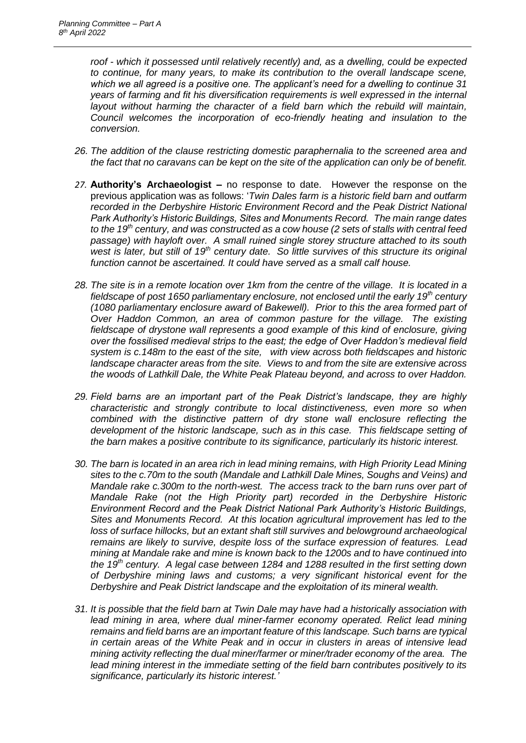*roof - which it possessed until relatively recently) and, as a dwelling, could be expected to continue, for many years, to make its contribution to the overall landscape scene, which we all agreed is a positive one. The applicant's need for a dwelling to continue 31 years of farming and fit his diversification requirements is well expressed in the internal layout without harming the character of a field barn which the rebuild will maintain, Council welcomes the incorporation of eco-friendly heating and insulation to the conversion.*

26. *The addition of the clause restricting domestic paraphernalia to the screened area and the fact that no caravans can be kept on the site of the application can only be of benefit.*

27. **Authority's Archaeologist –** no response to date. However the response on the previous application was as follows: '*Twin Dales farm is a historic field barn and outfarm recorded in the Derbyshire Historic Environment Record and the Peak District National Park Authority's Historic Buildings, Sites and Monuments Record. The main range dates to the 19th century, and was constructed as a cow house (2 sets of stalls with central feed passage) with hayloft over. A small ruined single storey structure attached to its south west is later, but still of 19th century date. So little survives of this structure its original function cannot be ascertained. It could have served as a small calf house.*

28. *The site is in a remote location over 1km from the centre of the village. It is located in a fieldscape of post 1650 parliamentary enclosure, not enclosed until the early 19th century (1080 parliamentary enclosure award of Bakewell). Prior to this the area formed part of Over Haddon Common, an area of common pasture for the village. The existing fieldscape of drystone wall represents a good example of this kind of enclosure, giving over the fossilised medieval strips to the east; the edge of Over Haddon's medieval field system is c.148m to the east of the site, with view across both fieldscapes and historic landscape character areas from the site. Views to and from the site are extensive across the woods of Lathkill Dale, the White Peak Plateau beyond, and across to over Haddon.*

29. *Field barns are an important part of the Peak District's landscape, they are highly characteristic and strongly contribute to local distinctiveness, even more so when combined with the distinctive pattern of dry stone wall enclosure reflecting the development of the historic landscape, such as in this case. This fieldscape setting of the barn makes a positive contribute to its significance, particularly its historic interest.*

30. *The barn is located in an area rich in lead mining remains, with High Priority Lead Mining sites to the c.70m to the south (Mandale and Lathkill Dale Mines, Soughs and Veins) and Mandale rake c.300m to the north-west. The access track to the barn runs over part of Mandale Rake (not the High Priority part) recorded in the Derbyshire Historic Environment Record and the Peak District National Park Authority's Historic Buildings, Sites and Monuments Record. At this location agricultural improvement has led to the loss of surface hillocks, but an extant shaft still survives and belowground archaeological remains are likely to survive, despite loss of the surface expression of features. Lead mining at Mandale rake and mine is known back to the 1200s and to have continued into the 19th century. A legal case between 1284 and 1288 resulted in the first setting down of Derbyshire mining laws and customs; a very significant historical event for the Derbyshire and Peak District landscape and the exploitation of its mineral wealth.*

31. *It is possible that the field barn at Twin Dale may have had a historically association with lead mining in area, where dual miner-farmer economy operated. Relict lead mining remains and field barns are an important feature of this landscape. Such barns are typical in certain areas of the White Peak and in occur in clusters in areas of intensive lead mining activity reflecting the dual miner/farmer or miner/trader economy of the area. The lead mining interest in the immediate setting of the field barn contributes positively to its significance, particularly its historic interest.'*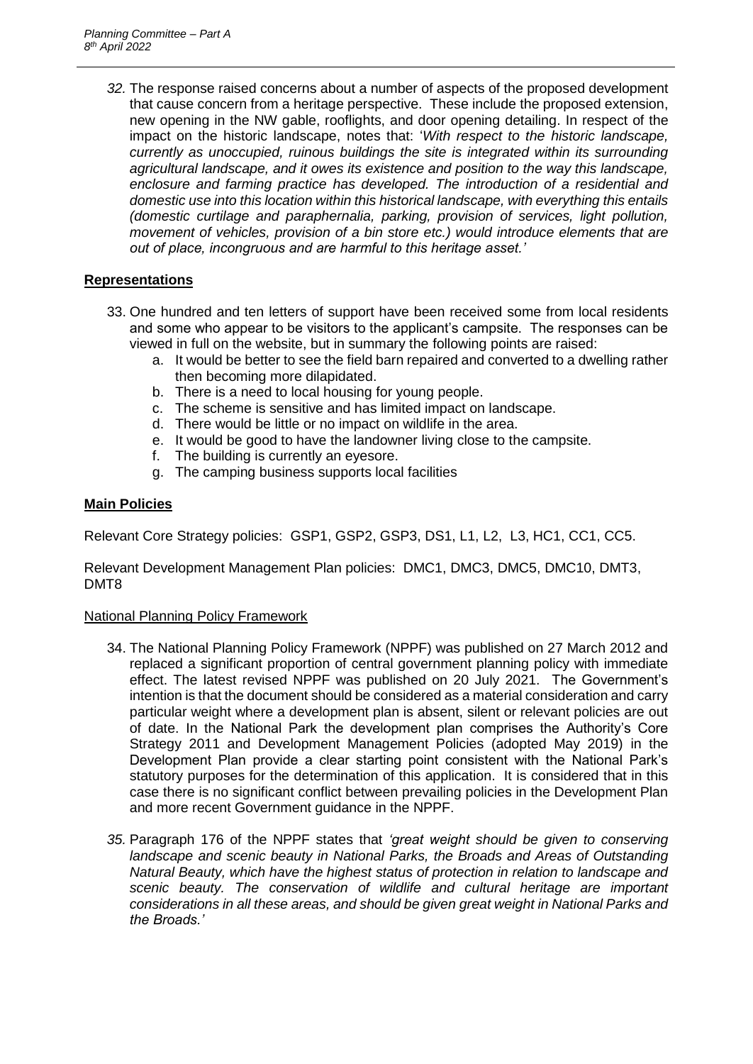*32.* The response raised concerns about a number of aspects of the proposed development that cause concern from a heritage perspective. These include the proposed extension, new opening in the NW gable, rooflights, and door opening detailing. In respect of the impact on the historic landscape, notes that: '*With respect to the historic landscape, currently as unoccupied, ruinous buildings the site is integrated within its surrounding agricultural landscape, and it owes its existence and position to the way this landscape, enclosure and farming practice has developed. The introduction of a residential and domestic use into this location within this historical landscape, with everything this entails (domestic curtilage and paraphernalia, parking, provision of services, light pollution, movement of vehicles, provision of a bin store etc.) would introduce elements that are out of place, incongruous and are harmful to this heritage asset.*'

## Representations

33. One hundred and ten letters of support have been received some from local residents and some who appear to be visitors to the applicant's campsite. The responses can be viewed in full on the website, but in summary the following points are raised:
    a. It would be better to see the field barn repaired and converted to a dwelling rather then becoming more dilapidated.
    b. There is a need to local housing for young people.
    c. The scheme is sensitive and has limited impact on landscape.
    d. There would be little or no impact on wildlife in the area.
    e. It would be good to have the landowner living close to the campsite.
    f. The building is currently an eyesore.
    g. The camping business supports local facilities

## Main Policies

Relevant Core Strategy policies: GSP1, GSP2, GSP3, DS1, L1, L2, L3, HC1, CC1, CC5.

Relevant Development Management Plan policies: DMC1, DMC3, DMC5, DMC10, DMT3, DMT8

### National Planning Policy Framework

34. The National Planning Policy Framework (NPPF) was published on 27 March 2012 and replaced a significant proportion of central government planning policy with immediate effect. The latest revised NPPF was published on 20 July 2021. The Government's intention is that the document should be considered as a material consideration and carry particular weight where a development plan is absent, silent or relevant policies are out of date. In the National Park the development plan comprises the Authority's Core Strategy 2011 and Development Management Policies (adopted May 2019) in the Development Plan provide a clear starting point consistent with the National Park's statutory purposes for the determination of this application. It is considered that in this case there is no significant conflict between prevailing policies in the Development Plan and more recent Government guidance in the NPPF.

*35.* Paragraph 176 of the NPPF states that *'great weight should be given to conserving landscape and scenic beauty in National Parks, the Broads and Areas of Outstanding Natural Beauty, which have the highest status of protection in relation to landscape and scenic beauty. The conservation of wildlife and cultural heritage are important considerations in all these areas, and should be given great weight in National Parks and the Broads.'*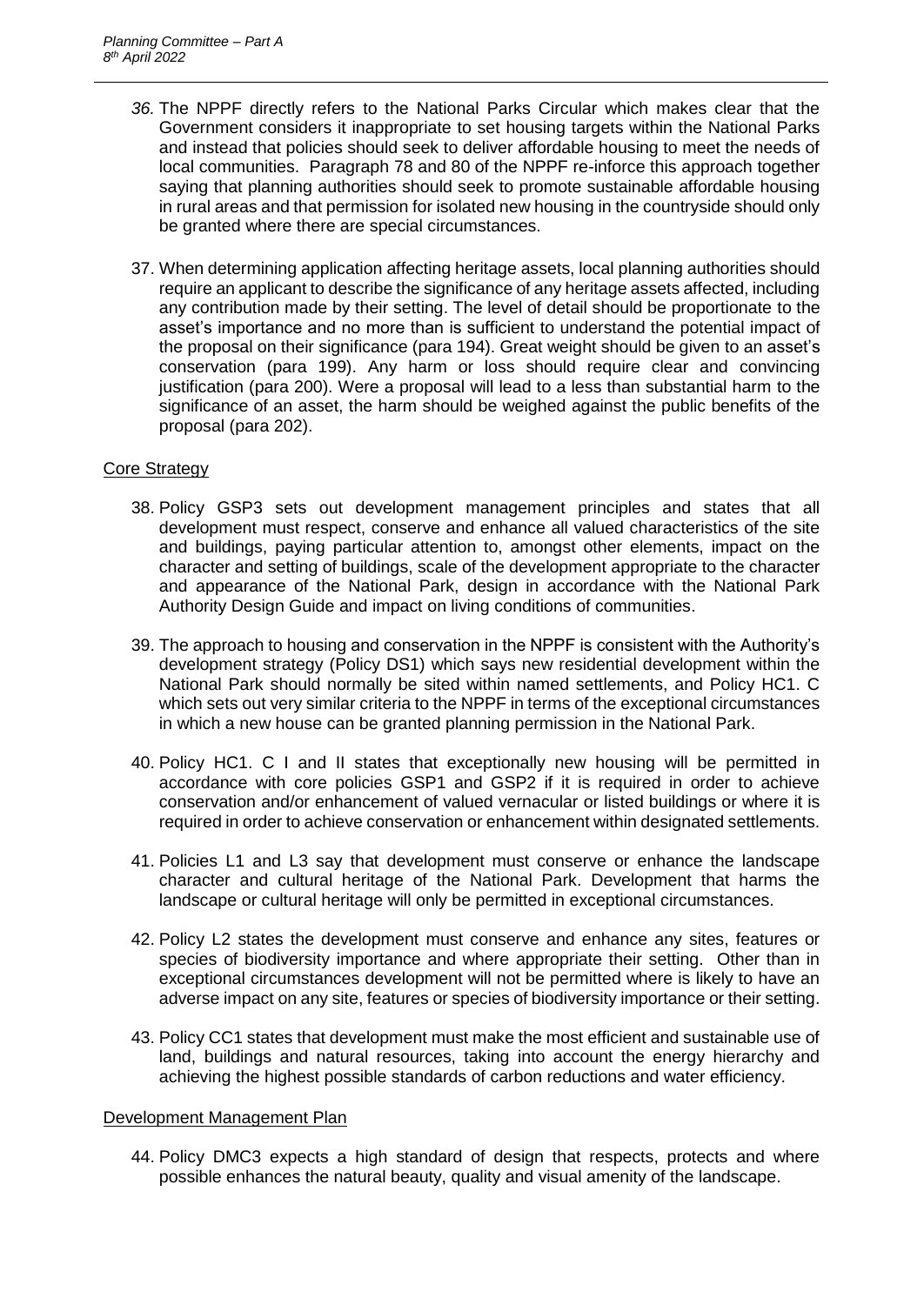36. The NPPF directly refers to the National Parks Circular which makes clear that the Government considers it inappropriate to set housing targets within the National Parks and instead that policies should seek to deliver affordable housing to meet the needs of local communities. Paragraph 78 and 80 of the NPPF re-inforce this approach together saying that planning authorities should seek to promote sustainable affordable housing in rural areas and that permission for isolated new housing in the countryside should only be granted where there are special circumstances.

37. When determining application affecting heritage assets, local planning authorities should require an applicant to describe the significance of any heritage assets affected, including any contribution made by their setting. The level of detail should be proportionate to the asset's importance and no more than is sufficient to understand the potential impact of the proposal on their significance (para 194). Great weight should be given to an asset's conservation (para 199). Any harm or loss should require clear and convincing justification (para 200). Were a proposal will lead to a less than substantial harm to the significance of an asset, the harm should be weighed against the public benefits of the proposal (para 202).

Core Strategy

38. Policy GSP3 sets out development management principles and states that all development must respect, conserve and enhance all valued characteristics of the site and buildings, paying particular attention to, amongst other elements, impact on the character and setting of buildings, scale of the development appropriate to the character and appearance of the National Park, design in accordance with the National Park Authority Design Guide and impact on living conditions of communities.

39. The approach to housing and conservation in the NPPF is consistent with the Authority's development strategy (Policy DS1) which says new residential development within the National Park should normally be sited within named settlements, and Policy HC1. C which sets out very similar criteria to the NPPF in terms of the exceptional circumstances in which a new house can be granted planning permission in the National Park.

40. Policy HC1. C I and II states that exceptionally new housing will be permitted in accordance with core policies GSP1 and GSP2 if it is required in order to achieve conservation and/or enhancement of valued vernacular or listed buildings or where it is required in order to achieve conservation or enhancement within designated settlements.

41. Policies L1 and L3 say that development must conserve or enhance the landscape character and cultural heritage of the National Park. Development that harms the landscape or cultural heritage will only be permitted in exceptional circumstances.

42. Policy L2 states the development must conserve and enhance any sites, features or species of biodiversity importance and where appropriate their setting. Other than in exceptional circumstances development will not be permitted where is likely to have an adverse impact on any site, features or species of biodiversity importance or their setting.

43. Policy CC1 states that development must make the most efficient and sustainable use of land, buildings and natural resources, taking into account the energy hierarchy and achieving the highest possible standards of carbon reductions and water efficiency.

Development Management Plan

44. Policy DMC3 expects a high standard of design that respects, protects and where possible enhances the natural beauty, quality and visual amenity of the landscape.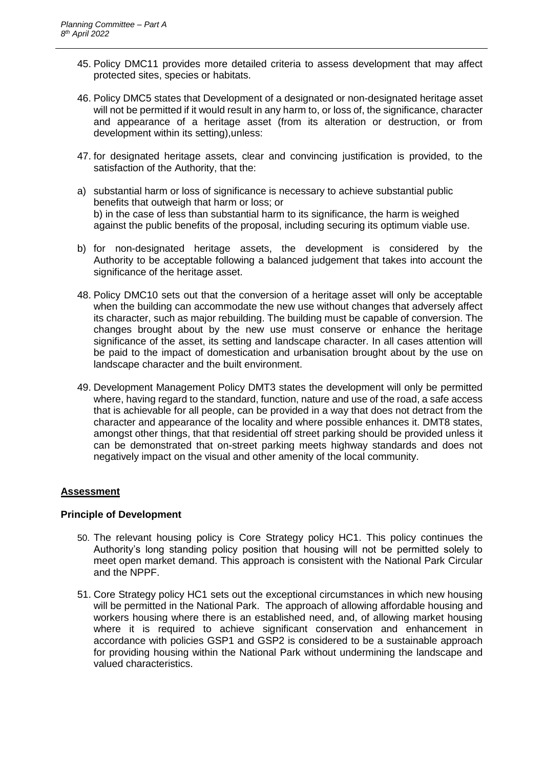45. Policy DMC11 provides more detailed criteria to assess development that may affect protected sites, species or habitats.

46. Policy DMC5 states that Development of a designated or non-designated heritage asset will not be permitted if it would result in any harm to, or loss of, the significance, character and appearance of a heritage asset (from its alteration or destruction, or from development within its setting),unless:

47. for designated heritage assets, clear and convincing justification is provided, to the satisfaction of the Authority, that the:

a) substantial harm or loss of significance is necessary to achieve substantial public benefits that outweigh that harm or loss; or
b) in the case of less than substantial harm to its significance, the harm is weighed against the public benefits of the proposal, including securing its optimum viable use.

b) for non-designated heritage assets, the development is considered by the Authority to be acceptable following a balanced judgement that takes into account the significance of the heritage asset.

48. Policy DMC10 sets out that the conversion of a heritage asset will only be acceptable when the building can accommodate the new use without changes that adversely affect its character, such as major rebuilding. The building must be capable of conversion. The changes brought about by the new use must conserve or enhance the heritage significance of the asset, its setting and landscape character. In all cases attention will be paid to the impact of domestication and urbanisation brought about by the use on landscape character and the built environment.

49. Development Management Policy DMT3 states the development will only be permitted where, having regard to the standard, function, nature and use of the road, a safe access that is achievable for all people, can be provided in a way that does not detract from the character and appearance of the locality and where possible enhances it. DMT8 states, amongst other things, that that residential off street parking should be provided unless it can be demonstrated that on-street parking meets highway standards and does not negatively impact on the visual and other amenity of the local community.

## Assessment

### Principle of Development

50. The relevant housing policy is Core Strategy policy HC1. This policy continues the Authority's long standing policy position that housing will not be permitted solely to meet open market demand. This approach is consistent with the National Park Circular and the NPPF.

51. Core Strategy policy HC1 sets out the exceptional circumstances in which new housing will be permitted in the National Park. The approach of allowing affordable housing and workers housing where there is an established need, and, of allowing market housing where it is required to achieve significant conservation and enhancement in accordance with policies GSP1 and GSP2 is considered to be a sustainable approach for providing housing within the National Park without undermining the landscape and valued characteristics.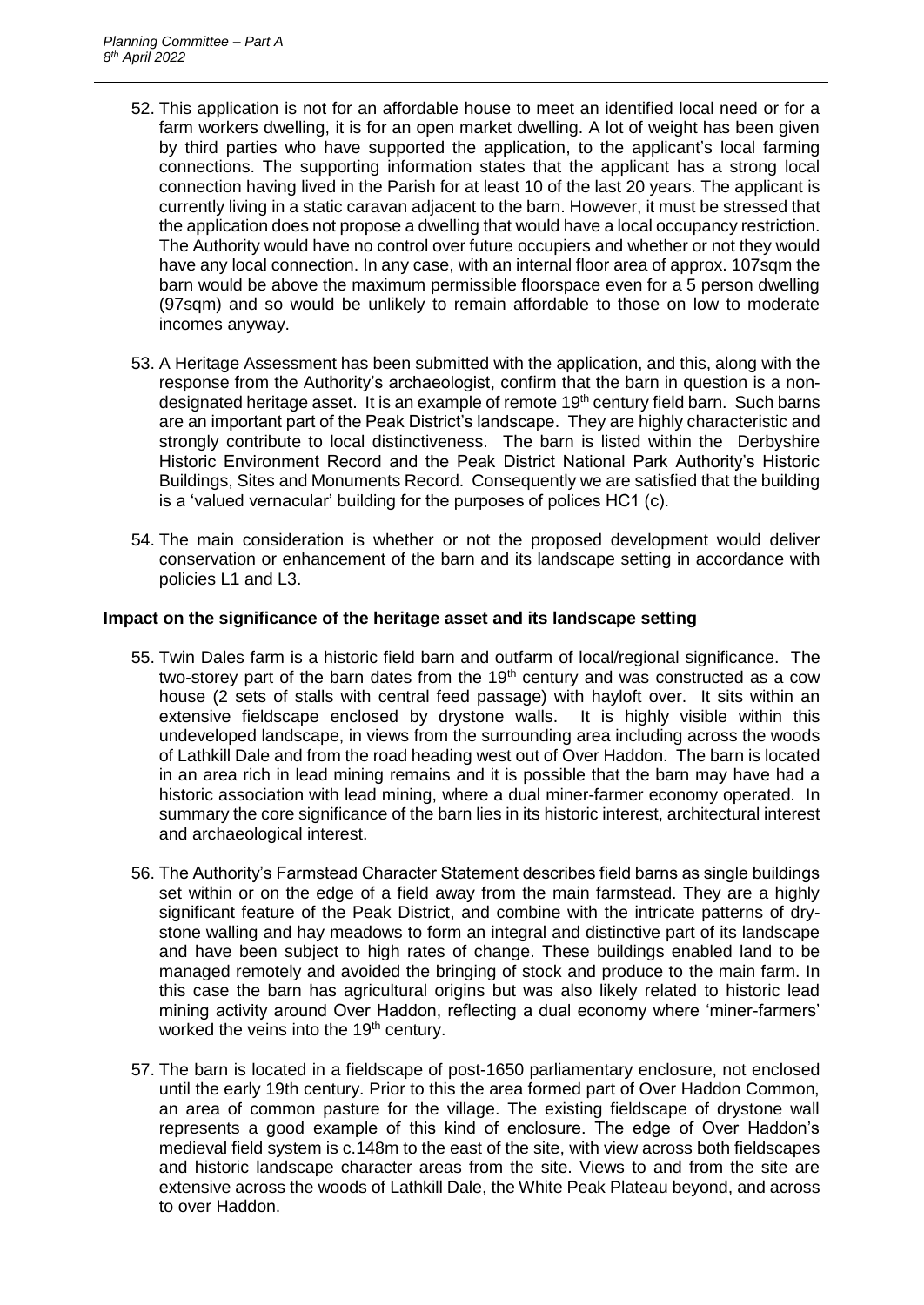52. This application is not for an affordable house to meet an identified local need or for a farm workers dwelling, it is for an open market dwelling. A lot of weight has been given by third parties who have supported the application, to the applicant's local farming connections. The supporting information states that the applicant has a strong local connection having lived in the Parish for at least 10 of the last 20 years. The applicant is currently living in a static caravan adjacent to the barn. However, it must be stressed that the application does not propose a dwelling that would have a local occupancy restriction. The Authority would have no control over future occupiers and whether or not they would have any local connection. In any case, with an internal floor area of approx. 107sqm the barn would be above the maximum permissible floorspace even for a 5 person dwelling (97sqm) and so would be unlikely to remain affordable to those on low to moderate incomes anyway.

53. A Heritage Assessment has been submitted with the application, and this, along with the response from the Authority's archaeologist, confirm that the barn in question is a non-designated heritage asset. It is an example of remote 19th century field barn. Such barns are an important part of the Peak District's landscape. They are highly characteristic and strongly contribute to local distinctiveness. The barn is listed within the Derbyshire Historic Environment Record and the Peak District National Park Authority's Historic Buildings, Sites and Monuments Record. Consequently we are satisfied that the building is a 'valued vernacular' building for the purposes of polices HC1 (c).

54. The main consideration is whether or not the proposed development would deliver conservation or enhancement of the barn and its landscape setting in accordance with policies L1 and L3.

**Impact on the significance of the heritage asset and its landscape setting**

55. Twin Dales farm is a historic field barn and outfarm of local/regional significance. The two-storey part of the barn dates from the 19th century and was constructed as a cow house (2 sets of stalls with central feed passage) with hayloft over. It sits within an extensive fieldscape enclosed by drystone walls. It is highly visible within this undeveloped landscape, in views from the surrounding area including across the woods of Lathkill Dale and from the road heading west out of Over Haddon. The barn is located in an area rich in lead mining remains and it is possible that the barn may have had a historic association with lead mining, where a dual miner-farmer economy operated. In summary the core significance of the barn lies in its historic interest, architectural interest and archaeological interest.

56. The Authority's Farmstead Character Statement describes field barns as single buildings set within or on the edge of a field away from the main farmstead. They are a highly significant feature of the Peak District, and combine with the intricate patterns of dry-stone walling and hay meadows to form an integral and distinctive part of its landscape and have been subject to high rates of change. These buildings enabled land to be managed remotely and avoided the bringing of stock and produce to the main farm. In this case the barn has agricultural origins but was also likely related to historic lead mining activity around Over Haddon, reflecting a dual economy where 'miner-farmers' worked the veins into the 19th century.

57. The barn is located in a fieldscape of post-1650 parliamentary enclosure, not enclosed until the early 19th century. Prior to this the area formed part of Over Haddon Common, an area of common pasture for the village. The existing fieldscape of drystone wall represents a good example of this kind of enclosure. The edge of Over Haddon's medieval field system is c.148m to the east of the site, with view across both fieldscapes and historic landscape character areas from the site. Views to and from the site are extensive across the woods of Lathkill Dale, the White Peak Plateau beyond, and across to over Haddon.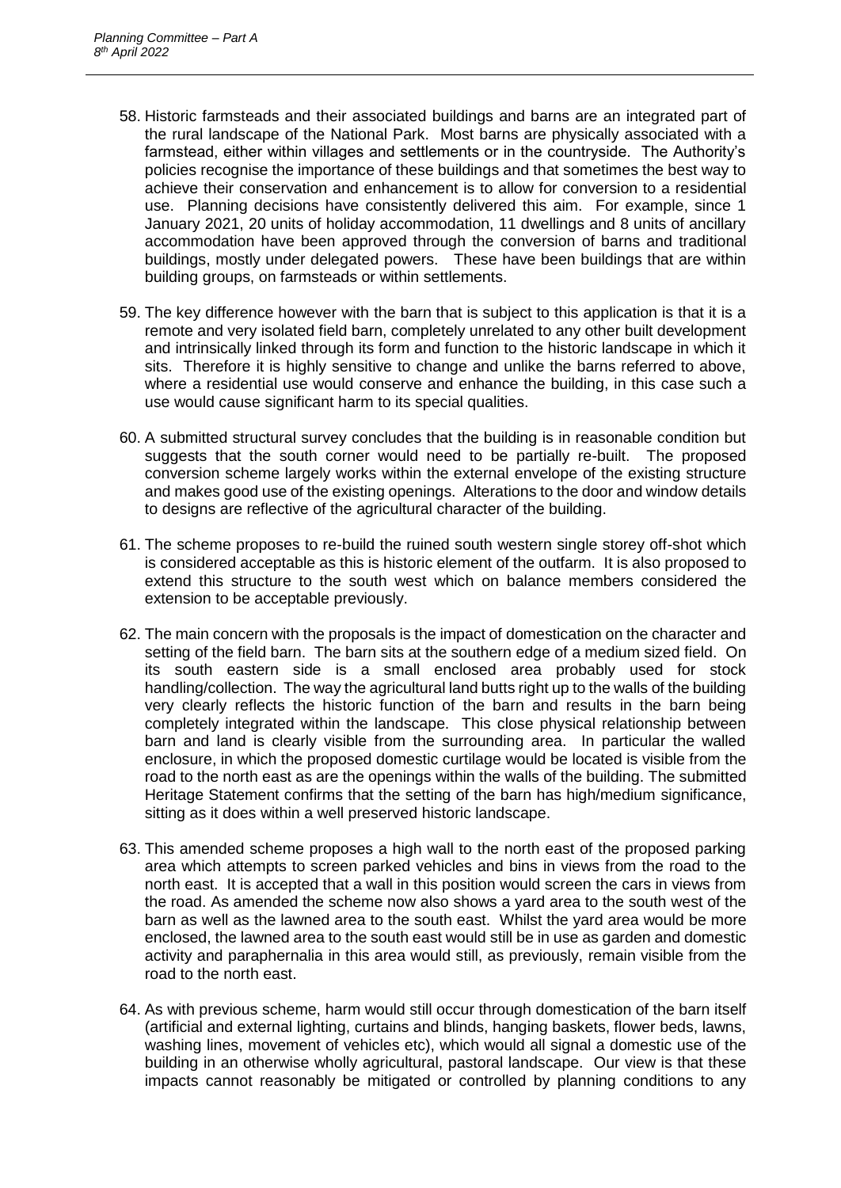58. Historic farmsteads and their associated buildings and barns are an integrated part of the rural landscape of the National Park. Most barns are physically associated with a farmstead, either within villages and settlements or in the countryside. The Authority's policies recognise the importance of these buildings and that sometimes the best way to achieve their conservation and enhancement is to allow for conversion to a residential use. Planning decisions have consistently delivered this aim. For example, since 1 January 2021, 20 units of holiday accommodation, 11 dwellings and 8 units of ancillary accommodation have been approved through the conversion of barns and traditional buildings, mostly under delegated powers. These have been buildings that are within building groups, on farmsteads or within settlements.

59. The key difference however with the barn that is subject to this application is that it is a remote and very isolated field barn, completely unrelated to any other built development and intrinsically linked through its form and function to the historic landscape in which it sits. Therefore it is highly sensitive to change and unlike the barns referred to above, where a residential use would conserve and enhance the building, in this case such a use would cause significant harm to its special qualities.

60. A submitted structural survey concludes that the building is in reasonable condition but suggests that the south corner would need to be partially re-built. The proposed conversion scheme largely works within the external envelope of the existing structure and makes good use of the existing openings. Alterations to the door and window details to designs are reflective of the agricultural character of the building.

61. The scheme proposes to re-build the ruined south western single storey off-shot which is considered acceptable as this is historic element of the outfarm. It is also proposed to extend this structure to the south west which on balance members considered the extension to be acceptable previously.

62. The main concern with the proposals is the impact of domestication on the character and setting of the field barn. The barn sits at the southern edge of a medium sized field. On its south eastern side is a small enclosed area probably used for stock handling/collection. The way the agricultural land butts right up to the walls of the building very clearly reflects the historic function of the barn and results in the barn being completely integrated within the landscape. This close physical relationship between barn and land is clearly visible from the surrounding area. In particular the walled enclosure, in which the proposed domestic curtilage would be located is visible from the road to the north east as are the openings within the walls of the building. The submitted Heritage Statement confirms that the setting of the barn has high/medium significance, sitting as it does within a well preserved historic landscape.

63. This amended scheme proposes a high wall to the north east of the proposed parking area which attempts to screen parked vehicles and bins in views from the road to the north east. It is accepted that a wall in this position would screen the cars in views from the road. As amended the scheme now also shows a yard area to the south west of the barn as well as the lawned area to the south east. Whilst the yard area would be more enclosed, the lawned area to the south east would still be in use as garden and domestic activity and paraphernalia in this area would still, as previously, remain visible from the road to the north east.

64. As with previous scheme, harm would still occur through domestication of the barn itself (artificial and external lighting, curtains and blinds, hanging baskets, flower beds, lawns, washing lines, movement of vehicles etc), which would all signal a domestic use of the building in an otherwise wholly agricultural, pastoral landscape. Our view is that these impacts cannot reasonably be mitigated or controlled by planning conditions to any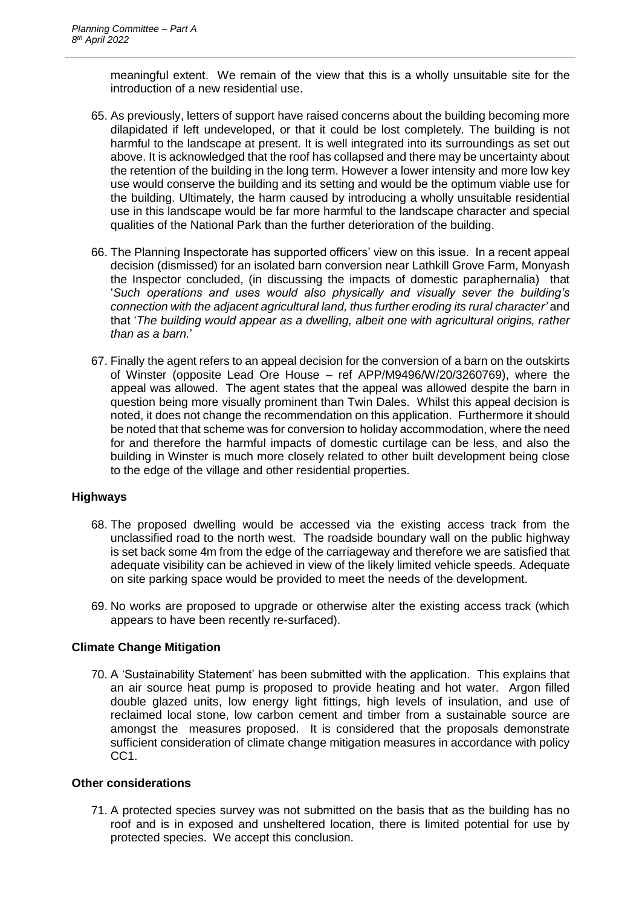meaningful extent. We remain of the view that this is a wholly unsuitable site for the introduction of a new residential use.

65. As previously, letters of support have raised concerns about the building becoming more dilapidated if left undeveloped, or that it could be lost completely. The building is not harmful to the landscape at present. It is well integrated into its surroundings as set out above. It is acknowledged that the roof has collapsed and there may be uncertainty about the retention of the building in the long term. However a lower intensity and more low key use would conserve the building and its setting and would be the optimum viable use for the building. Ultimately, the harm caused by introducing a wholly unsuitable residential use in this landscape would be far more harmful to the landscape character and special qualities of the National Park than the further deterioration of the building.

66. The Planning Inspectorate has supported officers' view on this issue. In a recent appeal decision (dismissed) for an isolated barn conversion near Lathkill Grove Farm, Monyash the Inspector concluded, (in discussing the impacts of domestic paraphernalia) that '*Such operations and uses would also physically and visually sever the building's connection with the adjacent agricultural land, thus further eroding its rural character'* and that '*The building would appear as a dwelling, albeit one with agricultural origins, rather than as a barn.*'

67. Finally the agent refers to an appeal decision for the conversion of a barn on the outskirts of Winster (opposite Lead Ore House – ref APP/M9496/W/20/3260769), where the appeal was allowed. The agent states that the appeal was allowed despite the barn in question being more visually prominent than Twin Dales. Whilst this appeal decision is noted, it does not change the recommendation on this application. Furthermore it should be noted that that scheme was for conversion to holiday accommodation, where the need for and therefore the harmful impacts of domestic curtilage can be less, and also the building in Winster is much more closely related to other built development being close to the edge of the village and other residential properties.

### Highways

68. The proposed dwelling would be accessed via the existing access track from the unclassified road to the north west. The roadside boundary wall on the public highway is set back some 4m from the edge of the carriageway and therefore we are satisfied that adequate visibility can be achieved in view of the likely limited vehicle speeds. Adequate on site parking space would be provided to meet the needs of the development.

69. No works are proposed to upgrade or otherwise alter the existing access track (which appears to have been recently re-surfaced).

### Climate Change Mitigation

70. A 'Sustainability Statement' has been submitted with the application. This explains that an air source heat pump is proposed to provide heating and hot water. Argon filled double glazed units, low energy light fittings, high levels of insulation, and use of reclaimed local stone, low carbon cement and timber from a sustainable source are amongst the measures proposed. It is considered that the proposals demonstrate sufficient consideration of climate change mitigation measures in accordance with policy CC1.

### Other considerations

71. A protected species survey was not submitted on the basis that as the building has no roof and is in exposed and unsheltered location, there is limited potential for use by protected species. We accept this conclusion.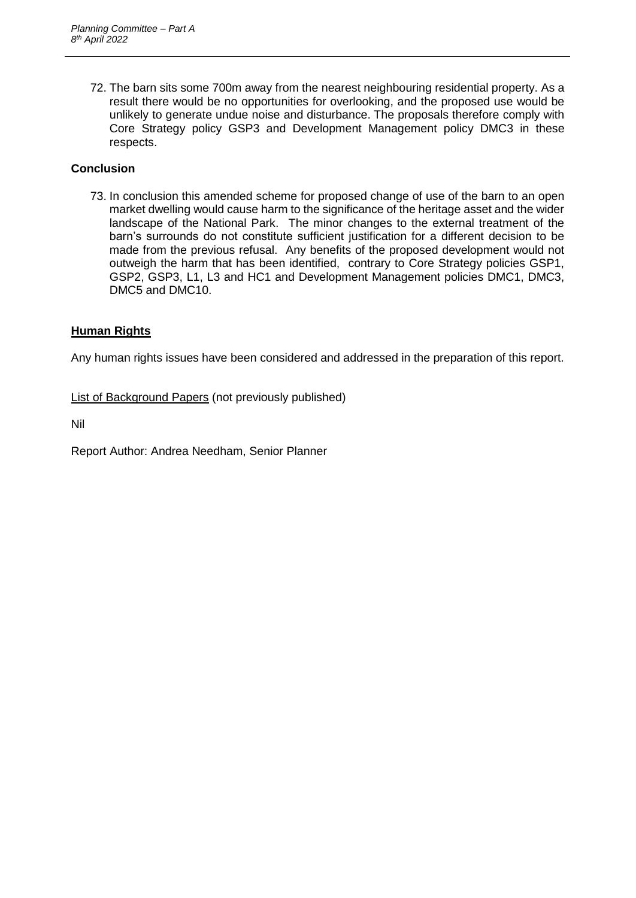72. The barn sits some 700m away from the nearest neighbouring residential property. As a result there would be no opportunities for overlooking, and the proposed use would be unlikely to generate undue noise and disturbance. The proposals therefore comply with Core Strategy policy GSP3 and Development Management policy DMC3 in these respects.

**Conclusion**

73. In conclusion this amended scheme for proposed change of use of the barn to an open market dwelling would cause harm to the significance of the heritage asset and the wider landscape of the National Park. The minor changes to the external treatment of the barn's surrounds do not constitute sufficient justification for a different decision to be made from the previous refusal. Any benefits of the proposed development would not outweigh the harm that has been identified, contrary to Core Strategy policies GSP1, GSP2, GSP3, L1, L3 and HC1 and Development Management policies DMC1, DMC3, DMC5 and DMC10.

**Human Rights**

Any human rights issues have been considered and addressed in the preparation of this report.

List of Background Papers (not previously published)

Nil

Report Author: Andrea Needham, Senior Planner